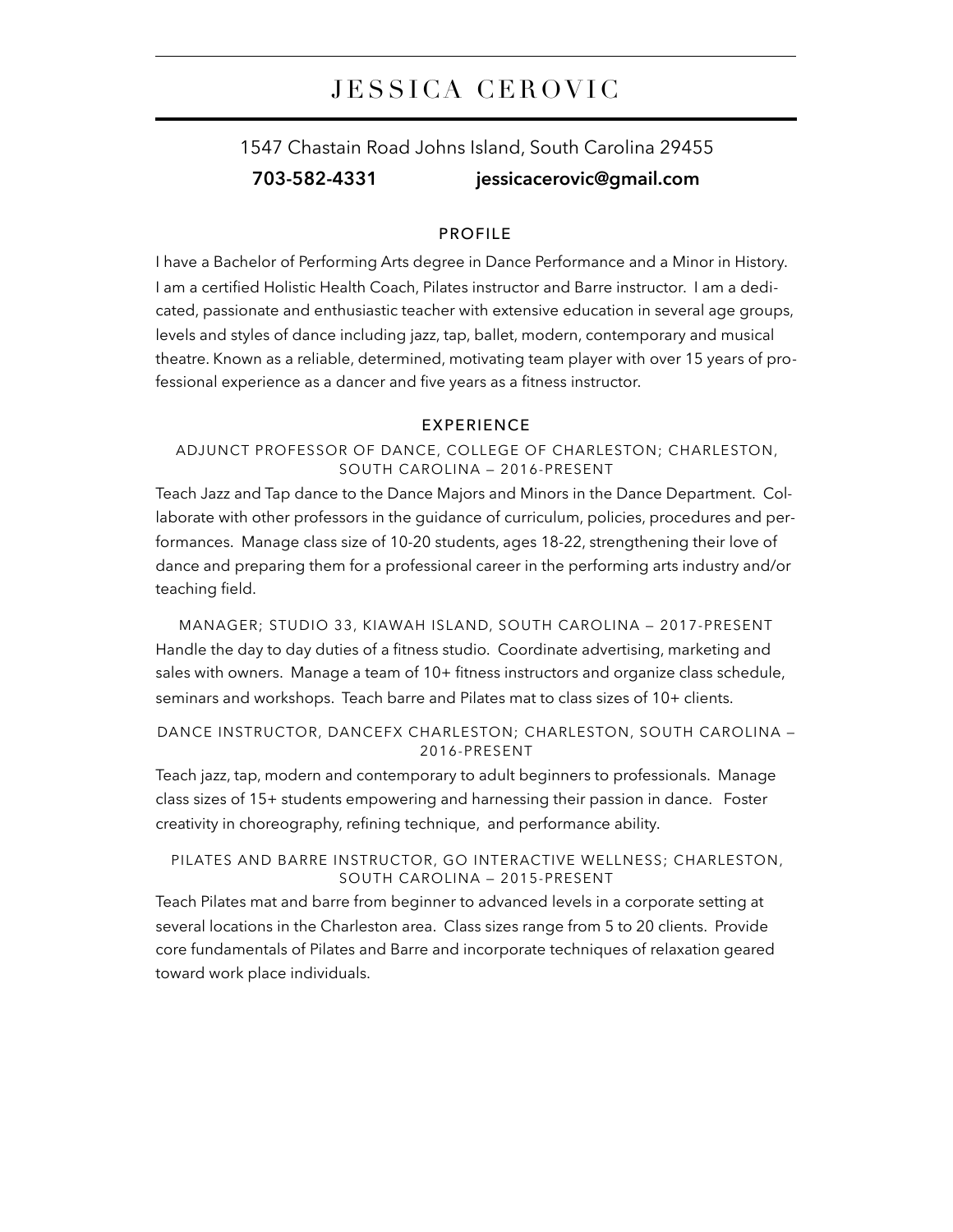# JESSICA CEROVIC

1547 Chastain Road Johns Island, South Carolina 29455

**703-582-4331** **jessicacerovic@gmail.com**

## PROFILE

I have a Bachelor of Performing Arts degree in Dance Performance and a Minor in History. I am a certified Holistic Health Coach, Pilates instructor and Barre instructor. I am a dedicated, passionate and enthusiastic teacher with extensive education in several age groups, levels and styles of dance including jazz, tap, ballet, modern, contemporary and musical theatre. Known as a reliable, determined, motivating team player with over 15 years of professional experience as a dancer and five years as a fitness instructor.

## EXPERIENCE

### ADJUNCT PROFESSOR OF DANCE, COLLEGE OF CHARLESTON; CHARLESTON, SOUTH CAROLINA — 2016-PRESENT

Teach Jazz and Tap dance to the Dance Majors and Minors in the Dance Department. Collaborate with other professors in the guidance of curriculum, policies, procedures and performances. Manage class size of 10-20 students, ages 18-22, strengthening their love of dance and preparing them for a professional career in the performing arts industry and/or teaching field.

### MANAGER; STUDIO 33, KIAWAH ISLAND, SOUTH CAROLINA — 2017-PRESENT

Handle the day to day duties of a fitness studio. Coordinate advertising, marketing and sales with owners. Manage a team of 10+ fitness instructors and organize class schedule, seminars and workshops. Teach barre and Pilates mat to class sizes of 10+ clients.

### DANCE INSTRUCTOR, DANCEFX CHARLESTON; CHARLESTON, SOUTH CAROLINA — 2016-PRESENT

Teach jazz, tap, modern and contemporary to adult beginners to professionals. Manage class sizes of 15+ students empowering and harnessing their passion in dance. Foster creativity in choreography, refining technique, and performance ability.

### PILATES AND BARRE INSTRUCTOR, GO INTERACTIVE WELLNESS; CHARLESTON, SOUTH CAROLINA — 2015-PRESENT

Teach Pilates mat and barre from beginner to advanced levels in a corporate setting at several locations in the Charleston area. Class sizes range from 5 to 20 clients. Provide core fundamentals of Pilates and Barre and incorporate techniques of relaxation geared toward work place individuals.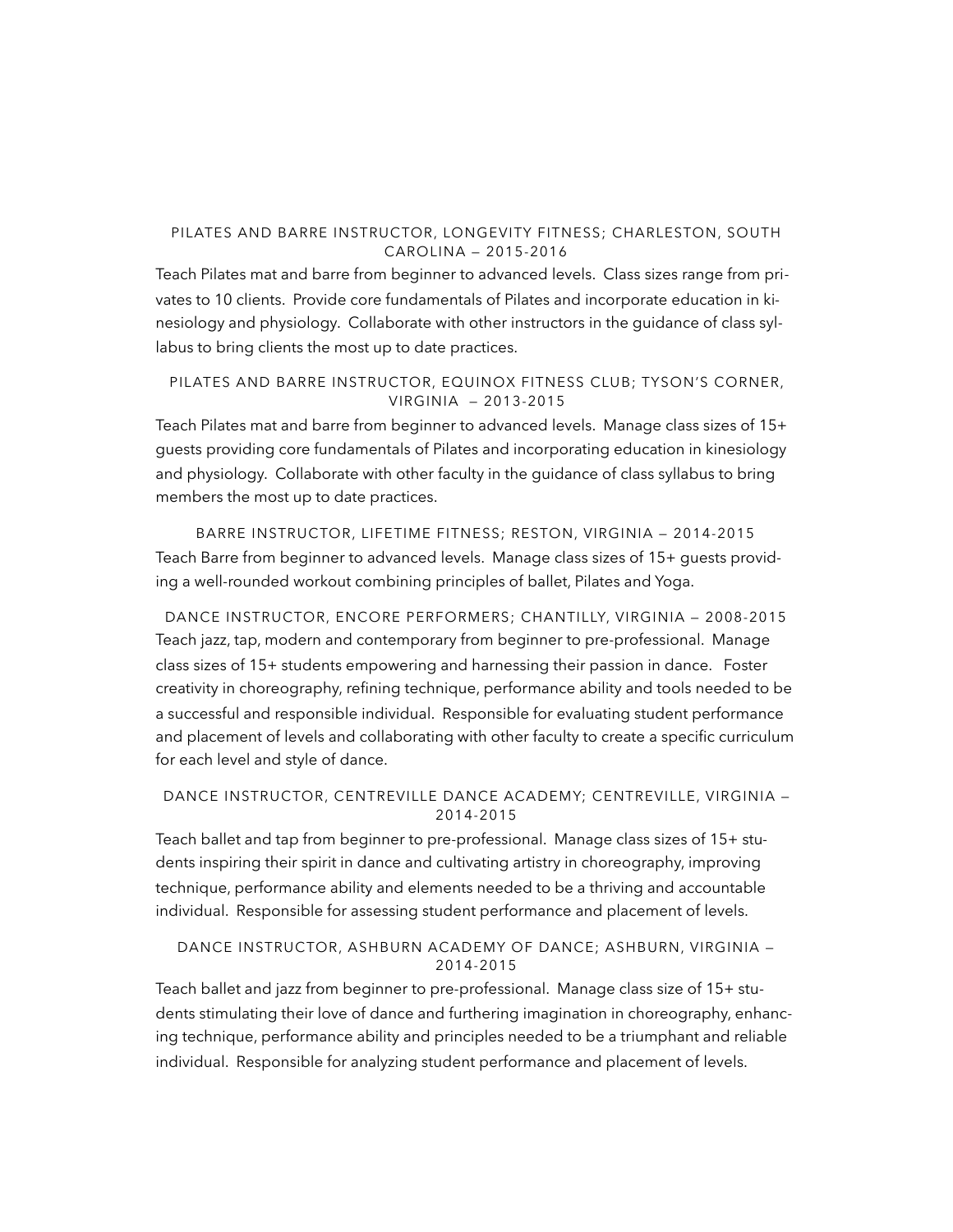### PILATES AND BARRE INSTRUCTOR, LONGEVITY FITNESS; CHARLESTON, SOUTH CAROLINA — 2015-2016

Teach Pilates mat and barre from beginner to advanced levels. Class sizes range from privates to 10 clients. Provide core fundamentals of Pilates and incorporate education in kinesiology and physiology. Collaborate with other instructors in the guidance of class syllabus to bring clients the most up to date practices.

### PILATES AND BARRE INSTRUCTOR, EQUINOX FITNESS CLUB; TYSON'S CORNER, VIRGINIA — 2013-2015

Teach Pilates mat and barre from beginner to advanced levels. Manage class sizes of 15+ guests providing core fundamentals of Pilates and incorporating education in kinesiology and physiology. Collaborate with other faculty in the guidance of class syllabus to bring members the most up to date practices.

### BARRE INSTRUCTOR, LIFETIME FITNESS; RESTON, VIRGINIA — 2014-2015

Teach Barre from beginner to advanced levels. Manage class sizes of 15+ guests providing a well-rounded workout combining principles of ballet, Pilates and Yoga.

### DANCE INSTRUCTOR, ENCORE PERFORMERS; CHANTILLY, VIRGINIA — 2008-2015

Teach jazz, tap, modern and contemporary from beginner to pre-professional. Manage class sizes of 15+ students empowering and harnessing their passion in dance. Foster creativity in choreography, refining technique, performance ability and tools needed to be a successful and responsible individual. Responsible for evaluating student performance and placement of levels and collaborating with other faculty to create a specific curriculum for each level and style of dance.

### DANCE INSTRUCTOR, CENTREVILLE DANCE ACADEMY; CENTREVILLE, VIRGINIA — 2014-2015

Teach ballet and tap from beginner to pre-professional. Manage class sizes of 15+ students inspiring their spirit in dance and cultivating artistry in choreography, improving technique, performance ability and elements needed to be a thriving and accountable individual. Responsible for assessing student performance and placement of levels.

### DANCE INSTRUCTOR, ASHBURN ACADEMY OF DANCE; ASHBURN, VIRGINIA — 2014-2015

Teach ballet and jazz from beginner to pre-professional. Manage class size of 15+ students stimulating their love of dance and furthering imagination in choreography, enhancing technique, performance ability and principles needed to be a triumphant and reliable individual. Responsible for analyzing student performance and placement of levels.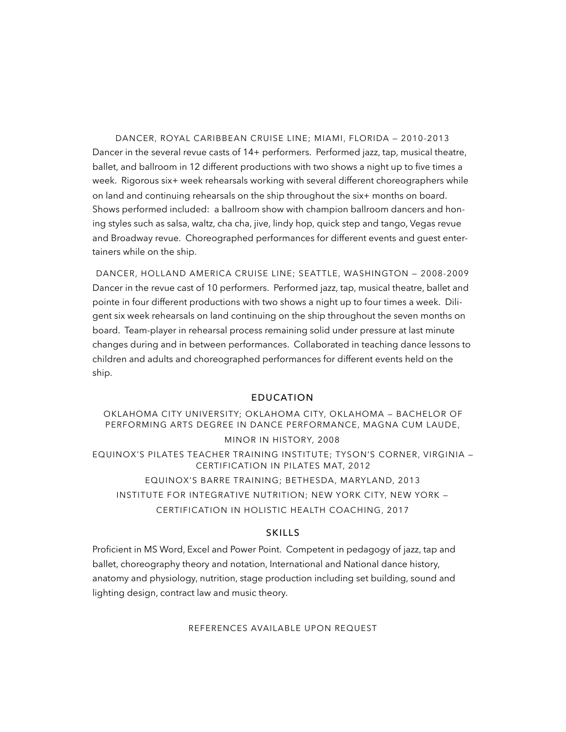DANCER, ROYAL CARIBBEAN CRUISE LINE; MIAMI, FLORIDA — 2010-2013

Dancer in the several revue casts of 14+ performers. Performed jazz, tap, musical theatre, ballet, and ballroom in 12 different productions with two shows a night up to five times a week. Rigorous six+ week rehearsals working with several different choreographers while on land and continuing rehearsals on the ship throughout the six+ months on board. Shows performed included: a ballroom show with champion ballroom dancers and honing styles such as salsa, waltz, cha cha, jive, lindy hop, quick step and tango, Vegas revue and Broadway revue. Choreographed performances for different events and guest entertainers while on the ship.

DANCER, HOLLAND AMERICA CRUISE LINE; SEATTLE, WASHINGTON — 2008-2009

Dancer in the revue cast of 10 performers. Performed jazz, tap, musical theatre, ballet and pointe in four different productions with two shows a night up to four times a week. Diligent six week rehearsals on land continuing on the ship throughout the seven months on board. Team-player in rehearsal process remaining solid under pressure at last minute changes during and in between performances. Collaborated in teaching dance lessons to children and adults and choreographed performances for different events held on the ship.

## EDUCATION

OKLAHOMA CITY UNIVERSITY; OKLAHOMA CITY, OKLAHOMA — BACHELOR OF PERFORMING ARTS DEGREE IN DANCE PERFORMANCE, MAGNA CUM LAUDE, MINOR IN HISTORY, 2008

EQUINOX'S PILATES TEACHER TRAINING INSTITUTE; TYSON'S CORNER, VIRGINIA — CERTIFICATION IN PILATES MAT, 2012

EQUINOX'S BARRE TRAINING; BETHESDA, MARYLAND, 2013

INSTITUTE FOR INTEGRATIVE NUTRITION; NEW YORK CITY, NEW YORK — CERTIFICATION IN HOLISTIC HEALTH COACHING, 2017

## SKILLS

Proficient in MS Word, Excel and Power Point. Competent in pedagogy of jazz, tap and ballet, choreography theory and notation, International and National dance history, anatomy and physiology, nutrition, stage production including set building, sound and lighting design, contract law and music theory.

REFERENCES AVAILABLE UPON REQUEST